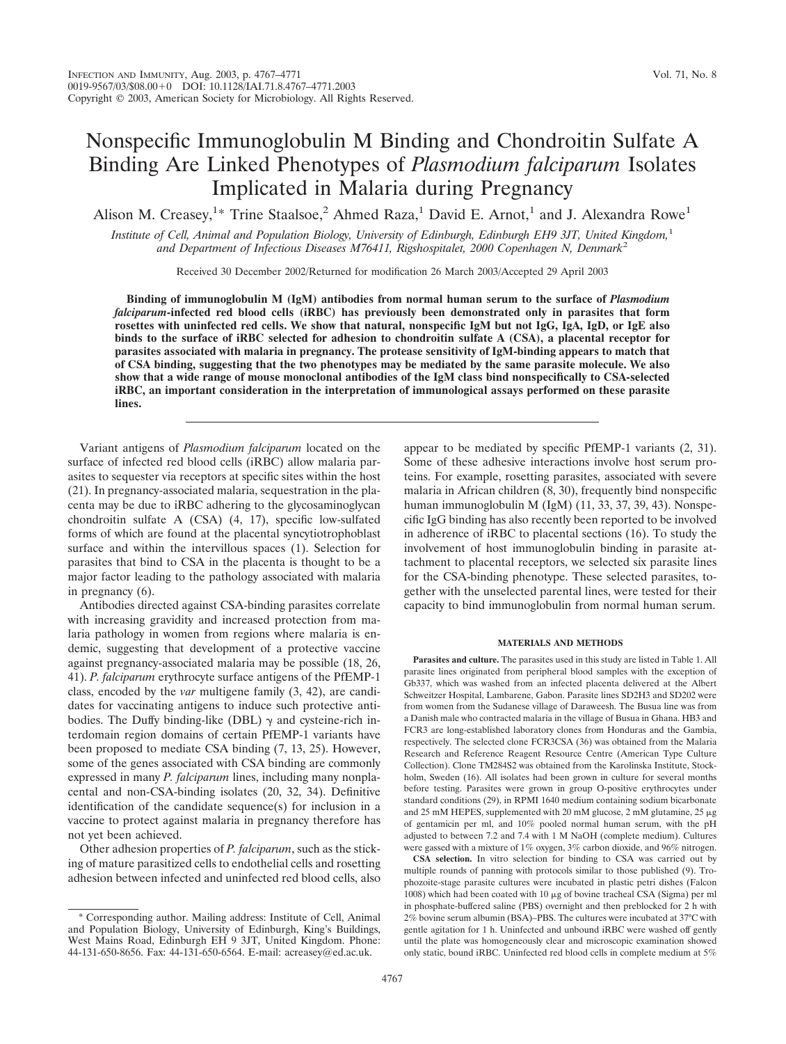# Nonspecific Immunoglobulin M Binding and Chondroitin Sulfate A Binding Are Linked Phenotypes of *Plasmodium falciparum* Isolates Implicated in Malaria during Pregnancy

Alison M. Creasey,[1]* Trine Staalsoe,[2] Ahmed Raza,[1] David E. Arnot,[1] and J. Alexandra Rowe[1]

*Institute of Cell, Animal and Population Biology, University of Edinburgh, Edinburgh EH9 3JT, United Kingdom,[1] and Department of Infectious Diseases M76411, Rigshospitalet, 2000 Copenhagen N, Denmark[2]*

Received 30 December 2002/Returned for modification 26 March 2003/Accepted 29 April 2003

**Binding of immunoglobulin M (IgM) antibodies from normal human serum to the surface of *Plasmodium falciparum*-infected red blood cells (iRBC) has previously been demonstrated only in parasites that form rosettes with uninfected red cells. We show that natural, nonspecific IgM but not IgG, IgA, IgD, or IgE also binds to the surface of iRBC selected for adhesion to chondroitin sulfate A (CSA), a placental receptor for parasites associated with malaria in pregnancy. The protease sensitivity of IgM-binding appears to match that of CSA binding, suggesting that the two phenotypes may be mediated by the same parasite molecule. We also show that a wide range of mouse monoclonal antibodies of the IgM class bind nonspecifically to CSA-selected iRBC, an important consideration in the interpretation of immunological assays performed on these parasite lines.**

Variant antigens of *Plasmodium falciparum* located on the surface of infected red blood cells (iRBC) allow malaria parasites to sequester via receptors at specific sites within the host (21). In pregnancy-associated malaria, sequestration in the placenta may be due to iRBC adhering to the glycosaminoglycan chondroitin sulfate A (CSA) (4, 17), specific low-sulfated forms of which are found at the placental syncytiotrophoblast surface and within the intervillous spaces (1). Selection for parasites that bind to CSA in the placenta is thought to be a major factor leading to the pathology associated with malaria in pregnancy (6).

Antibodies directed against CSA-binding parasites correlate with increasing gravidity and increased protection from malaria pathology in women from regions where malaria is endemic, suggesting that development of a protective vaccine against pregnancy-associated malaria may be possible (18, 26, 41). *P. falciparum* erythrocyte surface antigens of the PfEMP-1 class, encoded by the *var* multigene family (3, 42), are candidates for vaccinating antigens to induce such protective antibodies. The Duffy binding-like (DBL) γ and cysteine-rich interdomain region domains of certain PfEMP-1 variants have been proposed to mediate CSA binding (7, 13, 25). However, some of the genes associated with CSA binding are commonly expressed in many *P. falciparum* lines, including many nonplacental and non-CSA-binding isolates (20, 32, 34). Definitive identification of the candidate sequence(s) for inclusion in a vaccine to protect against malaria in pregnancy therefore has not yet been achieved.

Other adhesion properties of *P. falciparum*, such as the sticking of mature parasitized cells to endothelial cells and rosetting adhesion between infected and uninfected red blood cells, also appear to be mediated by specific PfEMP-1 variants (2, 31). Some of these adhesive interactions involve host serum proteins. For example, rosetting parasites, associated with severe malaria in African children (8, 30), frequently bind nonspecific human immunoglobulin M (IgM) (11, 33, 37, 39, 43). Nonspecific IgG binding has also recently been reported to be involved in adherence of iRBC to placental sections (16). To study the involvement of host immunoglobulin binding in parasite attachment to placental receptors, we selected six parasite lines for the CSA-binding phenotype. These selected parasites, together with the unselected parental lines, were tested for their capacity to bind immunoglobulin from normal human serum.

## MATERIALS AND METHODS

**Parasites and culture.** The parasites used in this study are listed in Table 1. All parasite lines originated from peripheral blood samples with the exception of Gb337, which was washed from an infected placenta delivered at the Albert Schweitzer Hospital, Lambarene, Gabon. Parasite lines SD2H3 and SD202 were from women from the Sudanese village of Daraweesh. The Busua line was from a Danish male who contracted malaria in the village of Busua in Ghana. HB3 and FCR3 are long-established laboratory clones from Honduras and the Gambia, respectively. The selected clone FCR3CSA (36) was obtained from the Malaria Research and Reference Reagent Resource Centre (American Type Culture Collection). Clone TM284S2 was obtained from the Karolinska Institute, Stockholm, Sweden (16). All isolates had been grown in culture for several months before testing. Parasites were grown in group O-positive erythrocytes under standard conditions (29), in RPMI 1640 medium containing sodium bicarbonate and 25 mM HEPES, supplemented with 20 mM glucose, 2 mM glutamine, 25 μg of gentamicin per ml, and 10% pooled normal human serum, with the pH adjusted to between 7.2 and 7.4 with 1 M NaOH (complete medium). Cultures were gassed with a mixture of 1% oxygen, 3% carbon dioxide, and 96% nitrogen.

**CSA selection.** In vitro selection for binding to CSA was carried out by multiple rounds of panning with protocols similar to those published (9). Trophozoite-stage parasite cultures were incubated in plastic petri dishes (Falcon 1008) which had been coated with 10 μg of bovine tracheal CSA (Sigma) per ml in phosphate-buffered saline (PBS) overnight and then preblocked for 2 h with 2% bovine serum albumin (BSA)–PBS. The cultures were incubated at 37°C with gentle agitation for 1 h. Uninfected and unbound iRBC were washed off gently until the plate was homogeneously clear and microscopic examination showed only static, bound iRBC. Uninfected red blood cells in complete medium at 5%

---

\* Corresponding author. Mailing address: Institute of Cell, Animal and Population Biology, University of Edinburgh, King's Buildings, West Mains Road, Edinburgh EH 9 3JT, United Kingdom. Phone: 44-131-650-8656. Fax: 44-131-650-6564. E-mail: acreasey@ed.ac.uk.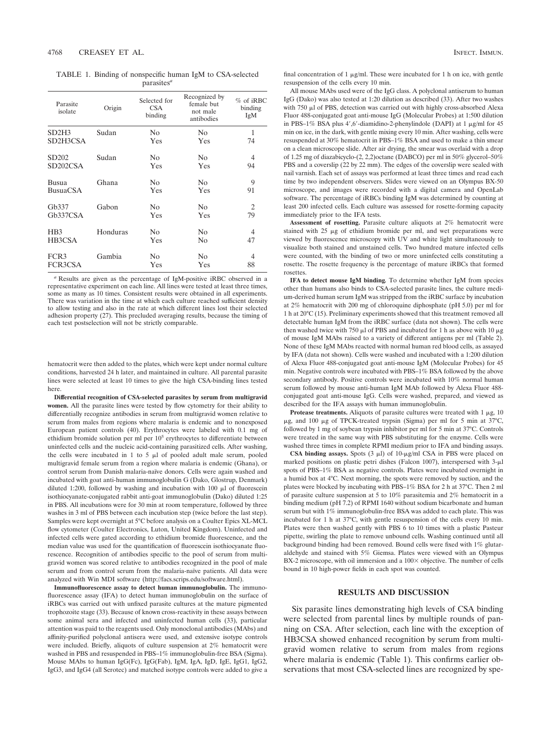TABLE 1. Binding of nonspecific human IgM to CSA-selected parasites[a]

| Parasite isolate | Origin | Selected for CSA binding | Recognized by female but not male antibodies | % of iRBC binding IgM |
|---|---|---|---|---|
| SD2H3 | Sudan | No | No | 1 |
| SD2H3CSA | | Yes | Yes | 74 |
| SD202 | Sudan | No | No | 4 |
| SD202CSA | | Yes | Yes | 94 |
| Busua | Ghana | No | No | 9 |
| BusuaCSA | | Yes | Yes | 91 |
| Gb337 | Gabon | No | No | 2 |
| Gb337CSA | | Yes | Yes | 79 |
| HB3 | Honduras | No | No | 4 |
| HB3CSA | | Yes | No | 47 |
| FCR3 | Gambia | No | No | 4 |
| FCR3CSA | | Yes | Yes | 88 |

[a] Results are given as the percentage of IgM-positive iRBC observed in a representative experiment on each line. All lines were tested at least three times, some as many as 10 times. Consistent results were obtained in all experiments. There was variation in the time at which each culture reached sufficient density to allow testing and also in the rate at which different lines lost their selected adhesion property (27). This precluded averaging results, because the timing of each test postselection will not be strictly comparable.

hematocrit were then added to the plates, which were kept under normal culture conditions, harvested 24 h later, and maintained in culture. All parental parasite lines were selected at least 10 times to give the high CSA-binding lines tested here.

**Differential recognition of CSA-selected parasites by serum from multigravid women.** All the parasite lines were tested by flow cytometry for their ability to differentially recognize antibodies in serum from multigravid women relative to serum from males from regions where malaria is endemic and to nonexposed European patient controls (40). Erythrocytes were labeled with 0.1 mg of ethidium bromide solution per ml per $10^5$ erythrocytes to differentiate between uninfected cells and the nucleic acid-containing parasitized cells. After washing, the cells were incubated in 1 to 5 μl of pooled adult male serum, pooled multigravid female serum from a region where malaria is endemic (Ghana), or control serum from Danish malaria-naïve donors. Cells were again washed and incubated with goat anti-human immunoglobulin G (Dako, Glostrup, Denmark) diluted 1:200, followed by washing and incubation with 100 μl of fluorescein isothiocyanate-conjugated rabbit anti-goat immunoglobulin (Dako) diluted 1:25 in PBS. All incubations were for 30 min at room temperature, followed by three washes in 3 ml of PBS between each incubation step (twice before the last step). Samples were kept overnight at 5°C before analysis on a Coulter Epics XL-MCL flow cytometer (Coulter Electronics, Luton, United Kingdom). Uninfected and infected cells were gated according to ethidium bromide fluorescence, and the median value was used for the quantification of fluorescein isothiocyanate fluorescence. Recognition of antibodies specific to the pool of serum from multigravid women was scored relative to antibodies recognized in the pool of male serum and from control serum from the malaria-naïve patients. All data were analyzed with Win MDI software (http://facs.scrips.edu/software.html).

**Immunofluorescence assay to detect human immunoglobulin.** The immunofluorescence assay (IFA) to detect human immunoglobulin on the surface of iRBCs was carried out with unfixed parasite cultures at the mature pigmented trophozoite stage (33). Because of known cross-reactivity in these assays between some animal sera and infected and uninfected human cells (33), particular attention was paid to the reagents used. Only monoclonal antibodies (MAbs) and affinity-purified polyclonal antisera were used, and extensive isotype controls were included. Briefly, aliquots of culture suspension at 2% hematocrit were washed in PBS and resuspended in PBS–1% immunoglobulin-free BSA (Sigma). Mouse MAbs to human IgG(Fc), IgG(Fab), IgM, IgA, IgD, IgE, IgG1, IgG2, IgG3, and IgG4 (all Serotec) and matched isotype controls were added to give a final concentration of 1 μg/ml. These were incubated for 1 h on ice, with gentle resuspension of the cells every 10 min.

All mouse MAbs used were of the IgG class. A polyclonal antiserum to human IgG (Dako) was also tested at 1:20 dilution as described (33). After two washes with 750 μl of PBS, detection was carried out with highly cross-absorbed Alexa Fluor 488-conjugated goat anti-mouse IgG (Molecular Probes) at 1:500 dilution in PBS–1% BSA plus 4′,6′-diamidino-2-phenylindole (DAPI) at 1 μg/ml for 45 min on ice, in the dark, with gentle mixing every 10 min. After washing, cells were resuspended at 30% hematocrit in PBS–1% BSA and used to make a thin smear on a clean microscope slide. After air drying, the smear was overlaid with a drop of 1.25 mg of diazabicyclo-(2, 2,2)octane (DABCO) per ml in 50% glycerol–50% PBS and a coverslip (22 by 22 mm). The edges of the coverslip were sealed with nail varnish. Each set of assays was performed at least three times and read each time by two independent observers. Slides were viewed on an Olympus BX-50 microscope, and images were recorded with a digital camera and OpenLab software. The percentage of iRBCs binding IgM was determined by counting at least 200 infected cells. Each culture was assessed for rosette-forming capacity immediately prior to the IFA tests.

**Assessment of rosetting.** Parasite culture aliquots at 2% hematocrit were stained with 25 μg of ethidium bromide per ml, and wet preparations were viewed by fluorescence microscopy with UV and white light simultaneously to visualize both stained and unstained cells. Two hundred mature infected cells were counted, with the binding of two or more uninfected cells constituting a rosette. The rosette frequency is the percentage of mature iRBCs that formed rosettes.

**IFA to detect mouse IgM binding.** To determine whether IgM from species other than humans also binds to CSA-selected parasite lines, the culture medium-derived human serum IgM was stripped from the iRBC surface by incubation at 2% hematocrit with 200 mg of chloroquine diphosphate (pH 5.0) per ml for 1 h at 20°C (15). Preliminary experiments showed that this treatment removed all detectable human IgM from the iRBC surface (data not shown). The cells were then washed twice with 750 μl of PBS and incubated for 1 h as above with 10 μg of mouse IgM MAbs raised to a variety of different antigens per ml (Table 2). None of these IgM MAbs reacted with normal human red blood cells, as assayed by IFA (data not shown). Cells were washed and incubated with a 1:200 dilution of Alexa Fluor 488-conjugated goat anti-mouse IgM (Molecular Probes) for 45 min. Negative controls were incubated with PBS–1% BSA followed by the above secondary antibody. Positive controls were incubated with 10% normal human serum followed by mouse anti-human IgM MAb followed by Alexa Fluor 488-conjugated goat anti-mouse IgG. Cells were washed, prepared, and viewed as described for the IFA assays with human immunoglobulin.

**Protease treatments.** Aliquots of parasite cultures were treated with 1 μg, 10 μg, and 100 μg of TPCK-treated trypsin (Sigma) per ml for 5 min at 37°C, followed by 1 mg of soybean trypsin inhibitor per ml for 5 min at 37°C. Controls were treated in the same way with PBS substituting for the enzyme. Cells were washed three times in complete RPMI medium prior to IFA and binding assays.

**CSA binding assays.** Spots (3 μl) of 10-μg/ml CSA in PBS were placed on marked positions on plastic petri dishes (Falcon 1007), interspersed with 3-μl spots of PBS–1% BSA as negative controls. Plates were incubated overnight in a humid box at 4°C. Next morning, the spots were removed by suction, and the plates were blocked by incubating with PBS–1% BSA for 2 h at 37°C. Then 2 ml of parasite culture suspension at 5 to 10% parasitemia and 2% hematocrit in a binding medium (pH 7.2) of RPMI 1640 without sodium bicarbonate and human serum but with 1% immunoglobulin-free BSA was added to each plate. This was incubated for 1 h at 37°C, with gentle resuspension of the cells every 10 min. Plates were then washed gently with PBS 6 to 10 times with a plastic Pasteur pipette, swirling the plate to remove unbound cells. Washing continued until all background binding had been removed. Bound cells were fixed with 1% glutaraldehyde and stained with 5% Giemsa. Plates were viewed with an Olympus BX-2 microscope, with oil immersion and a 100× objective. The number of cells bound in 10 high-power fields in each spot was counted.

## RESULTS AND DISCUSSION

Six parasite lines demonstrating high levels of CSA binding were selected from parental lines by multiple rounds of panning on CSA. After selection, each line with the exception of HB3CSA showed enhanced recognition by serum from multigravid women relative to serum from males from regions where malaria is endemic (Table 1). This confirms earlier observations that most CSA-selected lines are recognized by spe-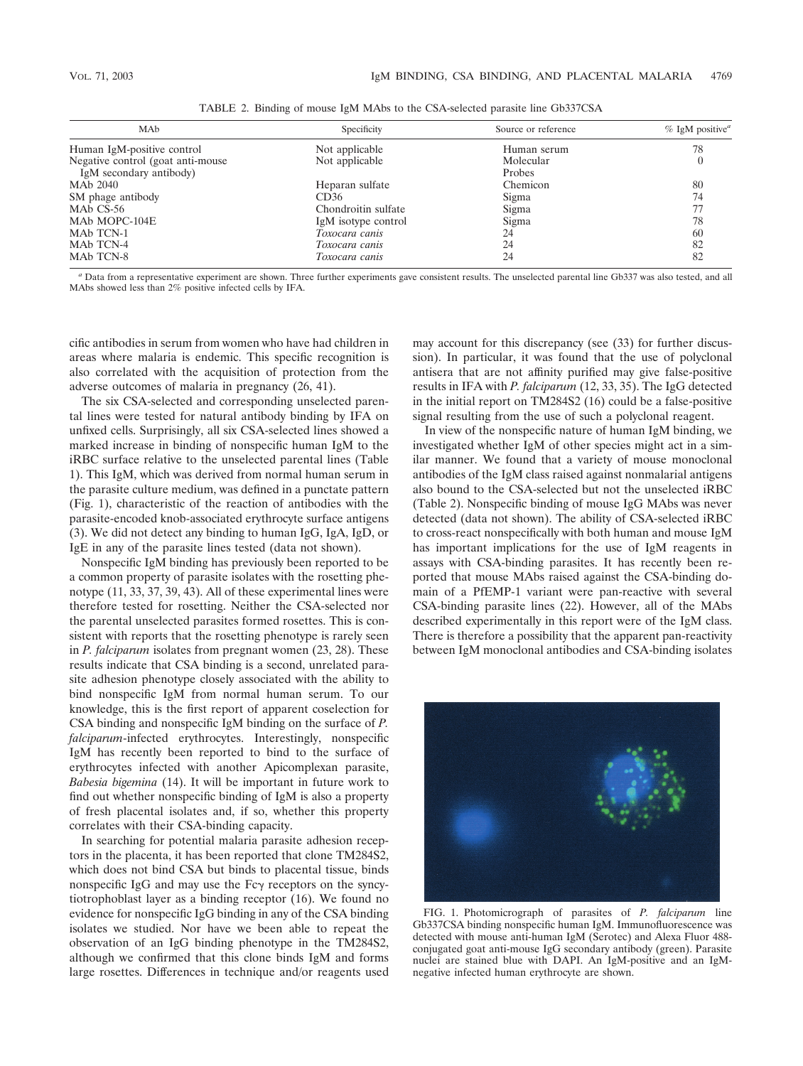TABLE 2. Binding of mouse IgM MAbs to the CSA-selected parasite line Gb337CSA

| MAb | Specificity | Source or reference | % IgM positive[a] |
|---|---|---|---|
| Human IgM-positive control | Not applicable | Human serum | 78 |
| Negative control (goat anti-mouse IgM secondary antibody) | Not applicable | Molecular Probes | 0 |
| MAb 2040 | Heparan sulfate | Chemicon | 80 |
| SM phage antibody | CD36 | Sigma | 74 |
| MAb CS-56 | Chondroitin sulfate | Sigma | 77 |
| MAb MOPC-104E | IgM isotype control | Sigma | 78 |
| MAb TCN-1 | *Toxocara canis* | 24 | 60 |
| MAb TCN-4 | *Toxocara canis* | 24 | 82 |
| MAb TCN-8 | *Toxocara canis* | 24 | 82 |

[a] Data from a representative experiment are shown. Three further experiments gave consistent results. The unselected parental line Gb337 was also tested, and all MAbs showed less than 2% positive infected cells by IFA.

cific antibodies in serum from women who have had children in areas where malaria is endemic. This specific recognition is also correlated with the acquisition of protection from the adverse outcomes of malaria in pregnancy (26, 41).

The six CSA-selected and corresponding unselected parental lines were tested for natural antibody binding by IFA on unfixed cells. Surprisingly, all six CSA-selected lines showed a marked increase in binding of nonspecific human IgM to the iRBC surface relative to the unselected parental lines (Table 1). This IgM, which was derived from normal human serum in the parasite culture medium, was defined in a punctate pattern (Fig. 1), characteristic of the reaction of antibodies with the parasite-encoded knob-associated erythrocyte surface antigens (3). We did not detect any binding to human IgG, IgA, IgD, or IgE in any of the parasite lines tested (data not shown).

Nonspecific IgM binding has previously been reported to be a common property of parasite isolates with the rosetting phenotype (11, 33, 37, 39, 43). All of these experimental lines were therefore tested for rosetting. Neither the CSA-selected nor the parental unselected parasites formed rosettes. This is consistent with reports that the rosetting phenotype is rarely seen in *P. falciparum* isolates from pregnant women (23, 28). These results indicate that CSA binding is a second, unrelated parasite adhesion phenotype closely associated with the ability to bind nonspecific IgM from normal human serum. To our knowledge, this is the first report of apparent coselection for CSA binding and nonspecific IgM binding on the surface of *P. falciparum*-infected erythrocytes. Interestingly, nonspecific IgM has recently been reported to bind to the surface of erythrocytes infected with another Apicomplexan parasite, *Babesia bigemina* (14). It will be important in future work to find out whether nonspecific binding of IgM is also a property of fresh placental isolates and, if so, whether this property correlates with their CSA-binding capacity.

In searching for potential malaria parasite adhesion receptors in the placenta, it has been reported that clone TM284S2, which does not bind CSA but binds to placental tissue, binds nonspecific IgG and may use the Fcγ receptors on the syncytiotrophoblast layer as a binding receptor (16). We found no evidence for nonspecific IgG binding in any of the CSA binding isolates we studied. Nor have we been able to repeat the observation of an IgG binding phenotype in the TM284S2, although we confirmed that this clone binds IgM and forms large rosettes. Differences in technique and/or reagents used may account for this discrepancy (see (33) for further discussion). In particular, it was found that the use of polyclonal antisera that are not affinity purified may give false-positive results in IFA with *P. falciparum* (12, 33, 35). The IgG detected in the initial report on TM284S2 (16) could be a false-positive signal resulting from the use of such a polyclonal reagent.

In view of the nonspecific nature of human IgM binding, we investigated whether IgM of other species might act in a similar manner. We found that a variety of mouse monoclonal antibodies of the IgM class raised against nonmalarial antigens also bound to the CSA-selected but not the unselected iRBC (Table 2). Nonspecific binding of mouse IgG MAbs was never detected (data not shown). The ability of CSA-selected iRBC to cross-react nonspecifically with both human and mouse IgM has important implications for the use of IgM reagents in assays with CSA-binding parasites. It has recently been reported that mouse MAbs raised against the CSA-binding domain of a PfEMP-1 variant were pan-reactive with several CSA-binding parasite lines (22). However, all of the MAbs described experimentally in this report were of the IgM class. There is therefore a possibility that the apparent pan-reactivity between IgM monoclonal antibodies and CSA-binding isolates

FIG. 1. Photomicrograph of parasites of *P. falciparum* line Gb337CSA binding nonspecific human IgM. Immunofluorescence was detected with mouse anti-human IgM (Serotec) and Alexa Fluor 488-conjugated goat anti-mouse IgG secondary antibody (green). Parasite nuclei are stained blue with DAPI. An IgM-positive and an IgM-negative infected human erythrocyte are shown.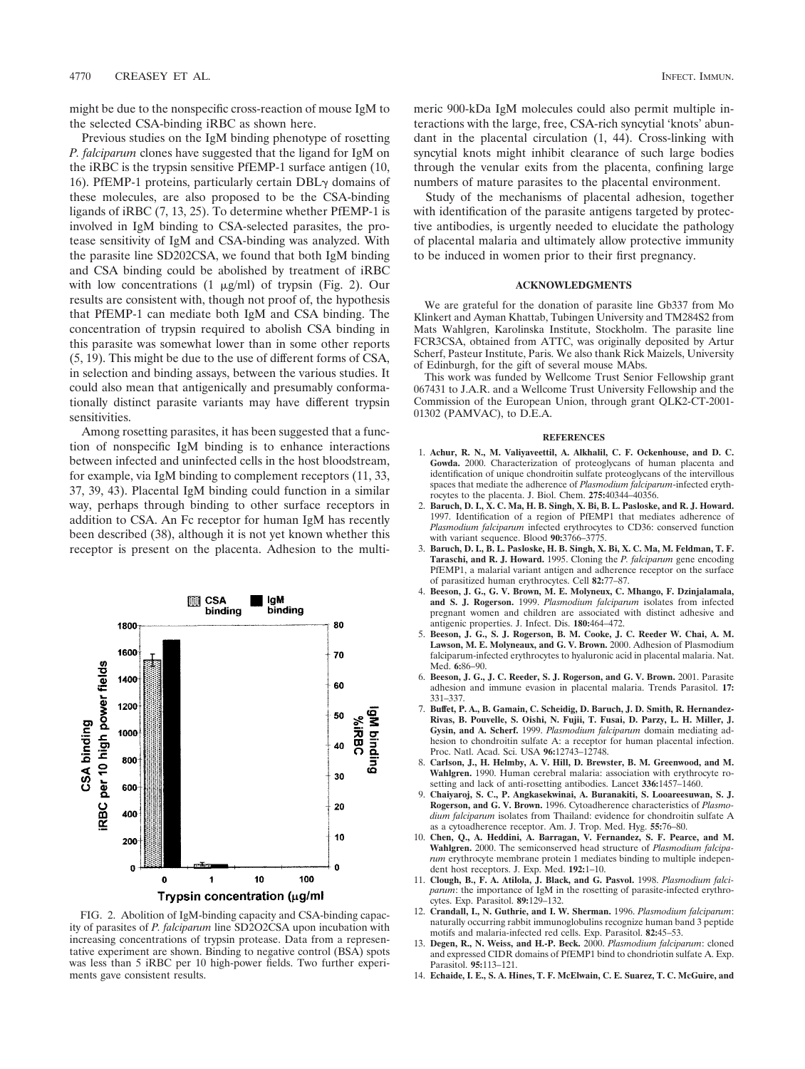might be due to the nonspecific cross-reaction of mouse IgM to the selected CSA-binding iRBC as shown here.

Previous studies on the IgM binding phenotype of rosetting *P. falciparum* clones have suggested that the ligand for IgM on the iRBC is the trypsin sensitive PfEMP-1 surface antigen (10, 16). PfEMP-1 proteins, particularly certain DBL$\gamma$ domains of these molecules, are also proposed to be the CSA-binding ligands of iRBC (7, 13, 25). To determine whether PfEMP-1 is involved in IgM binding to CSA-selected parasites, the protease sensitivity of IgM and CSA-binding was analyzed. With the parasite line SD202CSA, we found that both IgM binding and CSA binding could be abolished by treatment of iRBC with low concentrations (1 $\mu$g/ml) of trypsin (Fig. 2). Our results are consistent with, though not proof of, the hypothesis that PfEMP-1 can mediate both IgM and CSA binding. The concentration of trypsin required to abolish CSA binding in this parasite was somewhat lower than in some other reports (5, 19). This might be due to the use of different forms of CSA, in selection and binding assays, between the various studies. It could also mean that antigenically and presumably conformationally distinct parasite variants may have different trypsin sensitivities.

Among rosetting parasites, it has been suggested that a function of nonspecific IgM binding is to enhance interactions between infected and uninfected cells in the host bloodstream, for example, via IgM binding to complement receptors (11, 33, 37, 39, 43). Placental IgM binding could function in a similar way, perhaps through binding to other surface receptors in addition to CSA. An Fc receptor for human IgM has recently been described (38), although it is not yet known whether this receptor is present on the placenta. Adhesion to the multimeric 900-kDa IgM molecules could also permit multiple interactions with the large, free, CSA-rich syncytial 'knots' abundant in the placental circulation (1, 44). Cross-linking with syncytial knots might inhibit clearance of such large bodies through the venular exits from the placenta, confining large numbers of mature parasites to the placental environment.

Study of the mechanisms of placental adhesion, together with identification of the parasite antigens targeted by protective antibodies, is urgently needed to elucidate the pathology of placental malaria and ultimately allow protective immunity to be induced in women prior to their first pregnancy.

FIG. 2. Abolition of IgM-binding capacity and CSA-binding capacity of parasites of *P. falciparum* line SD2O2CSA upon incubation with increasing concentrations of trypsin protease. Data from a representative experiment are shown. Binding to negative control (BSA) spots was less than 5 iRBC per 10 high-power fields. Two further experiments gave consistent results.

## ACKNOWLEDGMENTS

We are grateful for the donation of parasite line Gb337 from Mo Klinkert and Ayman Khattab, Tubingen University and TM284S2 from Mats Wahlgren, Karolinska Institute, Stockholm. The parasite line FCR3CSA, obtained from ATTC, was originally deposited by Artur Scherf, Pasteur Institute, Paris. We also thank Rick Maizels, University of Edinburgh, for the gift of several mouse MAbs.

This work was funded by Wellcome Trust Senior Fellowship grant 067431 to J.A.R. and a Wellcome Trust University Fellowship and the Commission of the European Union, through grant QLK2-CT-2001-01302 (PAMVAC), to D.E.A.

## REFERENCES

1. **Achur, R. N., M. Valiyaveettil, A. Alkhalil, C. F. Ockenhouse, and D. C. Gowda.** 2000. Characterization of proteoglycans of human placenta and identification of unique chondroitin sulfate proteoglycans of the intervillous spaces that mediate the adherence of *Plasmodium falciparum*-infected erythrocytes to the placenta. J. Biol. Chem. **275:**40344–40356.
2. **Baruch, D. I., X. C. Ma, H. B. Singh, X. Bi, B. L. Pasloske, and R. J. Howard.** 1997. Identification of a region of PfEMP1 that mediates adherence of *Plasmodium falciparum* infected erythrocytes to CD36: conserved function with variant sequence. Blood **90:**3766–3775.
3. **Baruch, D. I., B. L. Pasloske, H. B. Singh, X. Bi, X. C. Ma, M. Feldman, T. F. Taraschi, and R. J. Howard.** 1995. Cloning the *P. falciparum* gene encoding PfEMP1, a malarial variant antigen and adherence receptor on the surface of parasitized human erythrocytes. Cell **82:**77–87.
4. **Beeson, J. G., G. V. Brown, M. E. Molyneux, C. Mhango, F. Dzinjalamala, and S. J. Rogerson.** 1999. *Plasmodium falciparum* isolates from infected pregnant women and children are associated with distinct adhesive and antigenic properties. J. Infect. Dis. **180:**464–472.
5. **Beeson, J. G., S. J. Rogerson, B. M. Cooke, J. C. Reeder W. Chai, A. M. Lawson, M. E. Molyneaux, and G. V. Brown.** 2000. Adhesion of Plasmodium falciparum-infected erythrocytes to hyaluronic acid in placental malaria. Nat. Med. **6:**86–90.
6. **Beeson, J. G., J. C. Reeder, S. J. Rogerson, and G. V. Brown.** 2001. Parasite adhesion and immune evasion in placental malaria. Trends Parasitol. **17:** 331–337.
7. **Buffet, P. A., B. Gamain, C. Scheidig, D. Baruch, J. D. Smith, R. Hernandez-Rivas, B. Pouvelle, S. Oishi, N. Fujii, T. Fusai, D. Parzy, L. H. Miller, J. Gysin, and A. Scherf.** 1999. *Plasmodium falciparum* domain mediating adhesion to chondroitin sulfate A: a receptor for human placental infection. Proc. Natl. Acad. Sci. USA **96:**12743–12748.
8. **Carlson, J., H. Helmby, A. V. Hill, D. Brewster, B. M. Greenwood, and M. Wahlgren.** 1990. Human cerebral malaria: association with erythrocyte rosetting and lack of anti-rosetting antibodies. Lancet **336:**1457–1460.
9. **Chaiyaroj, S. C., P. Angkasekwinai, A. Buranakiti, S. Looareesuwan, S. J. Rogerson, and G. V. Brown.** 1996. Cytoadherence characteristics of *Plasmodium falciparum* isolates from Thailand: evidence for chondroitin sulfate A as a cytoadherence receptor. Am. J. Trop. Med. Hyg. **55:**76–80.
10. **Chen, Q., A. Heddini, A. Barragan, V. Fernandez, S. F. Pearce, and M. Wahlgren.** 2000. The semiconserved head structure of *Plasmodium falciparum* erythrocyte membrane protein 1 mediates binding to multiple independent host receptors. J. Exp. Med. **192:**1–10.
11. **Clough, B., F. A. Atilola, J. Black, and G. Pasvol.** 1998. *Plasmodium falciparum*: the importance of IgM in the rosetting of parasite-infected erythrocytes. Exp. Parasitol. **89:**129–132.
12. **Crandall, I., N. Guthrie, and I. W. Sherman.** 1996. *Plasmodium falciparum*: naturally occurring rabbit immunoglobulins recognize human band 3 peptide motifs and malaria-infected red cells. Exp. Parasitol. **82:**45–53.
13. **Degen, R., N. Weiss, and H.-P. Beck.** 2000. *Plasmodium falciparum*: cloned and expressed CIDR domains of PfEMP1 bind to chondroitin sulfate A. Exp. Parasitol. **95:**113–121.
14. **Echaide, I. E., S. A. Hines, T. F. McElwain, C. E. Suarez, T. C. McGuire, and**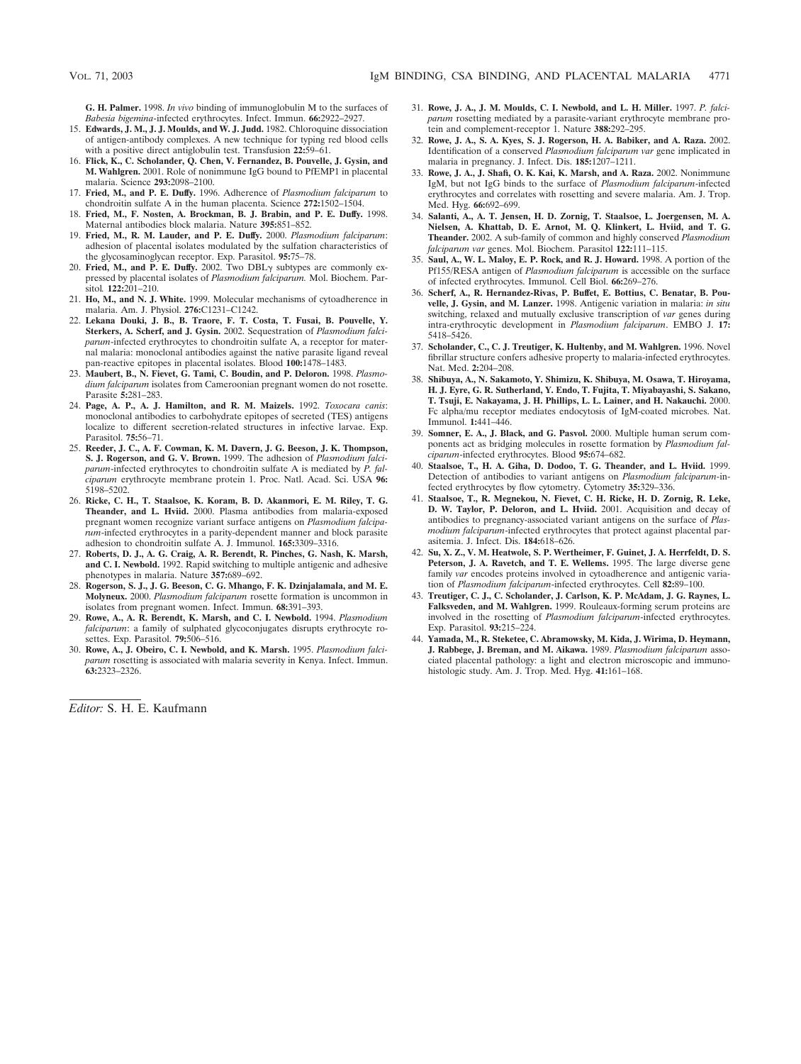**G. H. Palmer.** 1998. *In vivo* binding of immunoglobulin M to the surfaces of *Babesia bigemina*-infected erythrocytes. Infect. Immun. **66:**2922–2927.

15. **Edwards, J. M., J. J. Moulds, and W. J. Judd.** 1982. Chloroquine dissociation of antigen-antibody complexes. A new technique for typing red blood cells with a positive direct antiglobulin test. Transfusion **22:**59–61.
16. **Flick, K., C. Scholander, Q. Chen, V. Fernandez, B. Pouvelle, J. Gysin, and M. Wahlgren.** 2001. Role of nonimmune IgG bound to PfEMP1 in placental malaria. Science **293:**2098–2100.
17. **Fried, M., and P. E. Duffy.** 1996. Adherence of *Plasmodium falciparum* to chondroitin sulfate A in the human placenta. Science **272:**1502–1504.
18. **Fried, M., F. Nosten, A. Brockman, B. J. Brabin, and P. E. Duffy.** 1998. Maternal antibodies block malaria. Nature **395:**851–852.
19. **Fried, M., R. M. Lauder, and P. E. Duffy.** 2000. *Plasmodium falciparum*: adhesion of placental isolates modulated by the sulfation characteristics of the glycosaminoglycan receptor. Exp. Parasitol. **95:**75–78.
20. **Fried, M., and P. E. Duffy.** 2002. Two DBLγ subtypes are commonly expressed by placental isolates of *Plasmodium falciparum.* Mol. Biochem. Parsitol*.* **122:**201–210.
21. **Ho, M., and N. J. White.** 1999. Molecular mechanisms of cytoadherence in malaria. Am. J. Physiol. **276:**C1231–C1242.
22. **Lekana Douki, J. B., B. Traore, F. T. Costa, T. Fusai, B. Pouvelle, Y. Sterkers, A. Scherf, and J. Gysin.** 2002. Sequestration of *Plasmodium falciparum*-infected erythrocytes to chondroitin sulfate A, a receptor for maternal malaria: monoclonal antibodies against the native parasite ligand reveal pan-reactive epitopes in placental isolates. Blood **100:**1478–1483.
23. **Maubert, B., N. Fievet, G. Tami, C. Boudin, and P. Deloron.** 1998. *Plasmodium falciparum* isolates from Cameroonian pregnant women do not rosette. Parasite **5:**281–283.
24. **Page, A. P., A. J. Hamilton, and R. M. Maizels.** 1992. *Toxocara canis*: monoclonal antibodies to carbohydrate epitopes of secreted (TES) antigens localize to different secretion-related structures in infective larvae. Exp. Parasitol. **75:**56–71.
25. **Reeder, J. C., A. F. Cowman, K. M. Davern, J. G. Beeson, J. K. Thompson, S. J. Rogerson, and G. V. Brown.** 1999. The adhesion of *Plasmodium falciparum*-infected erythrocytes to chondroitin sulfate A is mediated by *P. falciparum* erythrocyte membrane protein 1. Proc. Natl. Acad. Sci. USA **96:**5198–5202.
26. **Ricke, C. H., T. Staalsoe, K. Koram, B. D. Akanmori, E. M. Riley, T. G. Theander, and L. Hviid.** 2000. Plasma antibodies from malaria-exposed pregnant women recognize variant surface antigens on *Plasmodium falciparum*-infected erythrocytes in a parity-dependent manner and block parasite adhesion to chondroitin sulfate A. J. Immunol. **165:**3309–3316.
27. **Roberts, D. J., A. G. Craig, A. R. Berendt, R. Pinches, G. Nash, K. Marsh, and C. I. Newbold.** 1992. Rapid switching to multiple antigenic and adhesive phenotypes in malaria. Nature **357:**689–692.
28. **Rogerson, S. J., J. G. Beeson, C. G. Mhango, F. K. Dzinjalamala, and M. E. Molyneux.** 2000. *Plasmodium falciparum* rosette formation is uncommon in isolates from pregnant women. Infect. Immun. **68:**391–393.
29. **Rowe, A., A. R. Berendt, K. Marsh, and C. I. Newbold.** 1994. *Plasmodium falciparum*: a family of sulphated glycoconjugates disrupts erythrocyte rosettes. Exp. Parasitol. **79:**506–516.
30. **Rowe, A., J. Obeiro, C. I. Newbold, and K. Marsh.** 1995. *Plasmodium falciparum* rosetting is associated with malaria severity in Kenya. Infect. Immun. **63:**2323–2326.
31. **Rowe, J. A., J. M. Moulds, C. I. Newbold, and L. H. Miller.** 1997. *P. falciparum* rosetting mediated by a parasite-variant erythrocyte membrane protein and complement-receptor 1. Nature **388:**292–295.
32. **Rowe, J. A., S. A. Kyes, S. J. Rogerson, H. A. Babiker, and A. Raza.** 2002. Identification of a conserved *Plasmodium falciparum var* gene implicated in malaria in pregnancy. J. Infect. Dis. **185:**1207–1211.
33. **Rowe, J. A., J. Shafi, O. K. Kai, K. Marsh, and A. Raza.** 2002. Nonimmune IgM, but not IgG binds to the surface of *Plasmodium falciparum*-infected erythrocytes and correlates with rosetting and severe malaria. Am. J. Trop. Med. Hyg. **66:**692–699.
34. **Salanti, A., A. T. Jensen, H. D. Zornig, T. Staalsoe, L. Joergensen, M. A. Nielsen, A. Khattab, D. E. Arnot, M. Q. Klinkert, L. Hviid, and T. G. Theander.** 2002. A sub-family of common and highly conserved *Plasmodium falciparum var* genes. Mol. Biochem. Parasitol **122:**111–115.
35. **Saul, A., W. L. Maloy, E. P. Rock, and R. J. Howard.** 1998. A portion of the Pf155/RESA antigen of *Plasmodium falciparum* is accessible on the surface of infected erythrocytes. Immunol. Cell Biol. **66:**269–276.
36. **Scherf, A., R. Hernandez-Rivas, P. Buffet, E. Bottius, C. Benatar, B. Pouvelle, J. Gysin, and M. Lanzer.** 1998. Antigenic variation in malaria: *in situ* switching, relaxed and mutually exclusive transcription of *var* genes during intra-erythrocytic development in *Plasmodium falciparum*. EMBO J. **17:**5418–5426.
37. **Scholander, C., C. J. Treutiger, K. Hultenby, and M. Wahlgren.** 1996. Novel fibrillar structure confers adhesive property to malaria-infected erythrocytes. Nat. Med. **2:**204–208.
38. **Shibuya, A., N. Sakamoto, Y. Shimizu, K. Shibuya, M. Osawa, T. Hiroyama, H. J. Eyre, G. R. Sutherland, Y. Endo, T. Fujita, T. Miyabayashi, S. Sakano, T. Tsuji, E. Nakayama, J. H. Phillips, L. L. Lainer, and H. Nakauchi.** 2000. Fc alpha/mu receptor mediates endocytosis of IgM-coated microbes. Nat. Immunol. **1:**441–446.
39. **Somner, E. A., J. Black, and G. Pasvol.** 2000. Multiple human serum components act as bridging molecules in rosette formation by *Plasmodium falciparum*-infected erythrocytes. Blood **95:**674–682.
40. **Staalsoe, T., H. A. Giha, D. Dodoo, T. G. Theander, and L. Hviid.** 1999. Detection of antibodies to variant antigens on *Plasmodium falciparum*-infected erythrocytes by flow cytometry. Cytometry **35:**329–336.
41. **Staalsoe, T., R. Megnekou, N. Fievet, C. H. Ricke, H. D. Zornig, R. Leke, D. W. Taylor, P. Deloron, and L. Hviid.** 2001. Acquisition and decay of antibodies to pregnancy-associated variant antigens on the surface of *Plasmodium falciparum*-infected erythrocytes that protect against placental parasitemia. J. Infect. Dis. **184:**618–626.
42. **Su, X. Z., V. M. Heatwole, S. P. Wertheimer, F. Guinet, J. A. Herrfeldt, D. S. Peterson, J. A. Ravetch, and T. E. Wellems.** 1995. The large diverse gene family *var* encodes proteins involved in cytoadherence and antigenic variation of *Plasmodium falciparum*-infected erythrocytes. Cell **82:**89–100.
43. **Treutiger, C. J., C. Scholander, J. Carlson, K. P. McAdam, J. G. Raynes, L. Falksveden, and M. Wahlgren.** 1999. Rouleaux-forming serum proteins are involved in the rosetting of *Plasmodium falciparum*-infected erythrocytes. Exp. Parasitol. **93:**215–224.
44. **Yamada, M., R. Steketee, C. Abramowsky, M. Kida, J. Wirima, D. Heymann, J. Rabbege, J. Breman, and M. Aikawa.** 1989. *Plasmodium falciparum* associated placental pathology: a light and electron microscopic and immunohistologic study. Am. J. Trop. Med. Hyg. **41:**161–168.

*Editor:* S. H. E. Kaufmann